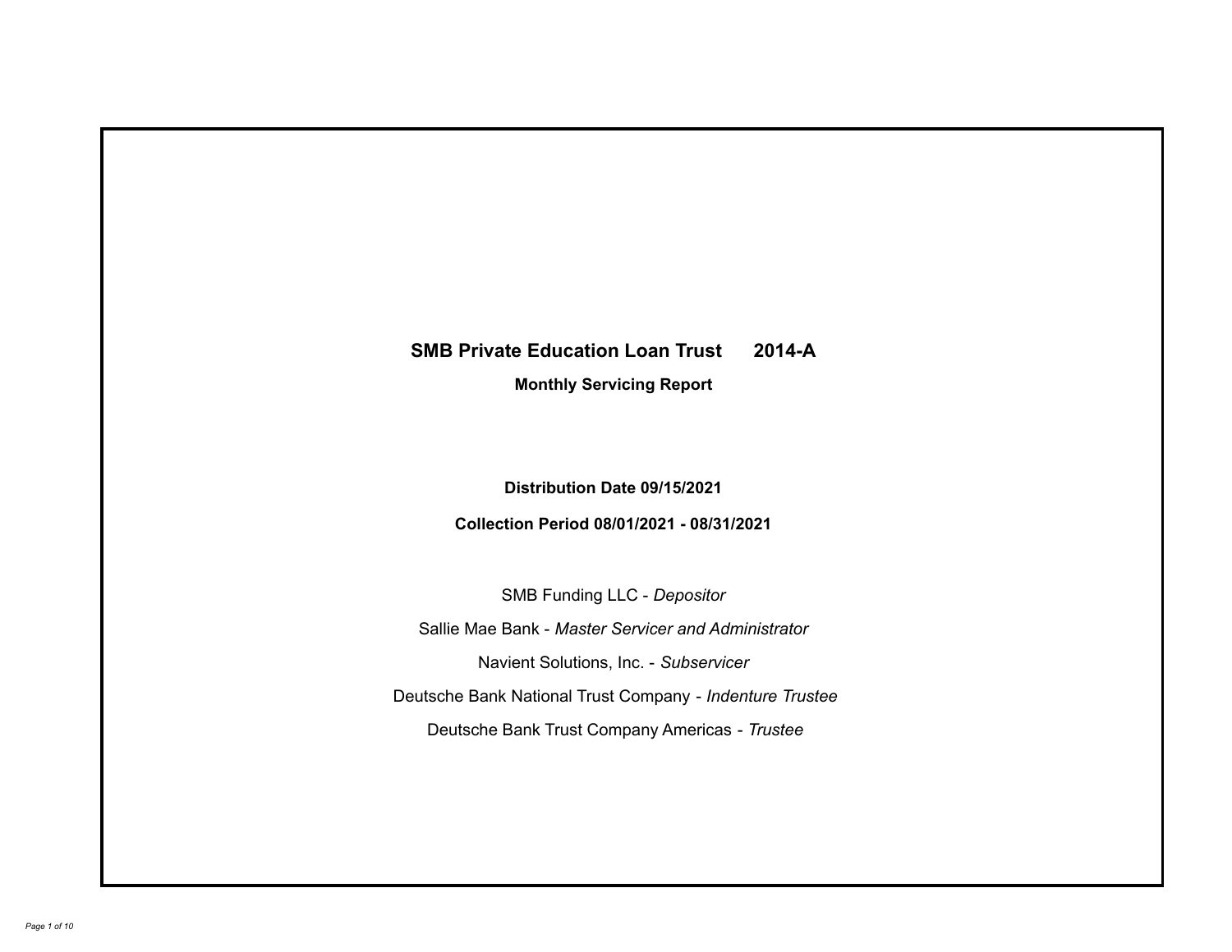# SMB Private Education Loan Trust 2014-A

## Monthly Servicing Report

**Distribution Date 09/15/2021**

**Collection Period 08/01/2021 - 08/31/2021**

SMB Funding LLC - *Depositor*

Sallie Mae Bank - *Master Servicer and Administrator*

Navient Solutions, Inc. - *Subservicer*

Deutsche Bank National Trust Company - *Indenture Trustee*

Deutsche Bank Trust Company Americas - *Trustee*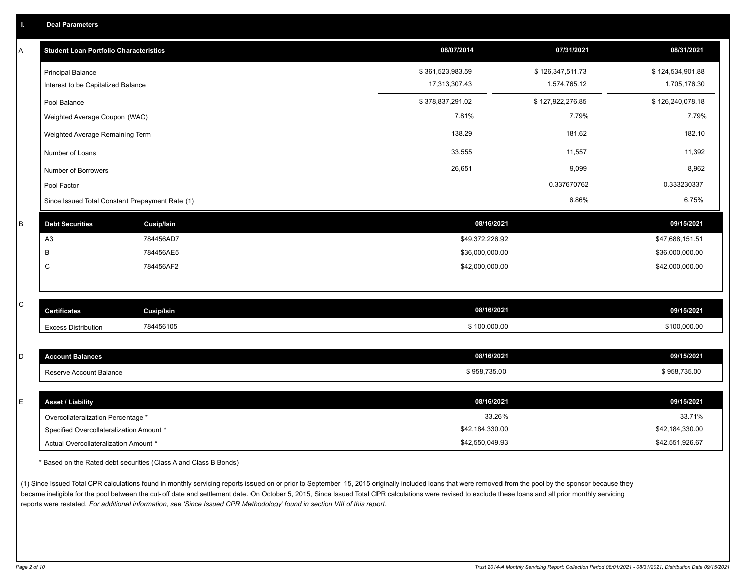## I. Deal Parameters

### A

| Student Loan Portfolio Characteristics | 08/07/2014 | 07/31/2021 | 08/31/2021 |
| --- | --- | --- | --- |
| Principal Balance | $ 361,523,983.59 | $ 126,347,511.73 | $ 124,534,901.88 |
| Interest to be Capitalized Balance | 17,313,307.43 | 1,574,765.12 | 1,705,176.30 |
| Pool Balance | $ 378,837,291.02 | $ 127,922,276.85 | $ 126,240,078.18 |
| Weighted Average Coupon (WAC) | 7.81% | 7.79% | 7.79% |
| Weighted Average Remaining Term | 138.29 | 181.62 | 182.10 |
| Number of Loans | 33,555 | 11,557 | 11,392 |
| Number of Borrowers | 26,651 | 9,099 | 8,962 |
| Pool Factor | | 0.337670762 | 0.333230337 |
| Since Issued Total Constant Prepayment Rate (1) | | 6.86% | 6.75% |

### B

| Debt Securities | Cusip/Isin | 08/16/2021 | 09/15/2021 |
| --- | --- | --- | --- |
| A3 | 784456AD7 | $49,372,226.92 | $47,688,151.51 |
| B | 784456AE5 | $36,000,000.00 | $36,000,000.00 |
| C | 784456AF2 | $42,000,000.00 | $42,000,000.00 |

### C

| Certificates | Cusip/Isin | 08/16/2021 | 09/15/2021 |
| --- | --- | --- | --- |
| Excess Distribution | 784456105 | $ 100,000.00 | $100,000.00 |

### D

| Account Balances | 08/16/2021 | 09/15/2021 |
| --- | --- | --- |
| Reserve Account Balance | $ 958,735.00 | $ 958,735.00 |

### E

| Asset / Liability | 08/16/2021 | 09/15/2021 |
| --- | --- | --- |
| Overcollateralization Percentage * | 33.26% | 33.71% |
| Specified Overcollateralization Amount * | $42,184,330.00 | $42,184,330.00 |
| Actual Overcollateralization Amount * | $42,550,049.93 | $42,551,926.67 |

* Based on the Rated debt securities (Class A and Class B Bonds)

(1) Since Issued Total CPR calculations found in monthly servicing reports issued on or prior to September 15, 2015 originally included loans that were removed from the pool by the sponsor because they became ineligible for the pool between the cut-off date and settlement date. On October 5, 2015, Since Issued Total CPR calculations were revised to exclude these loans and all prior monthly servicing reports were restated. *For additional information, see 'Since Issued CPR Methodology' found in section VIII of this report.*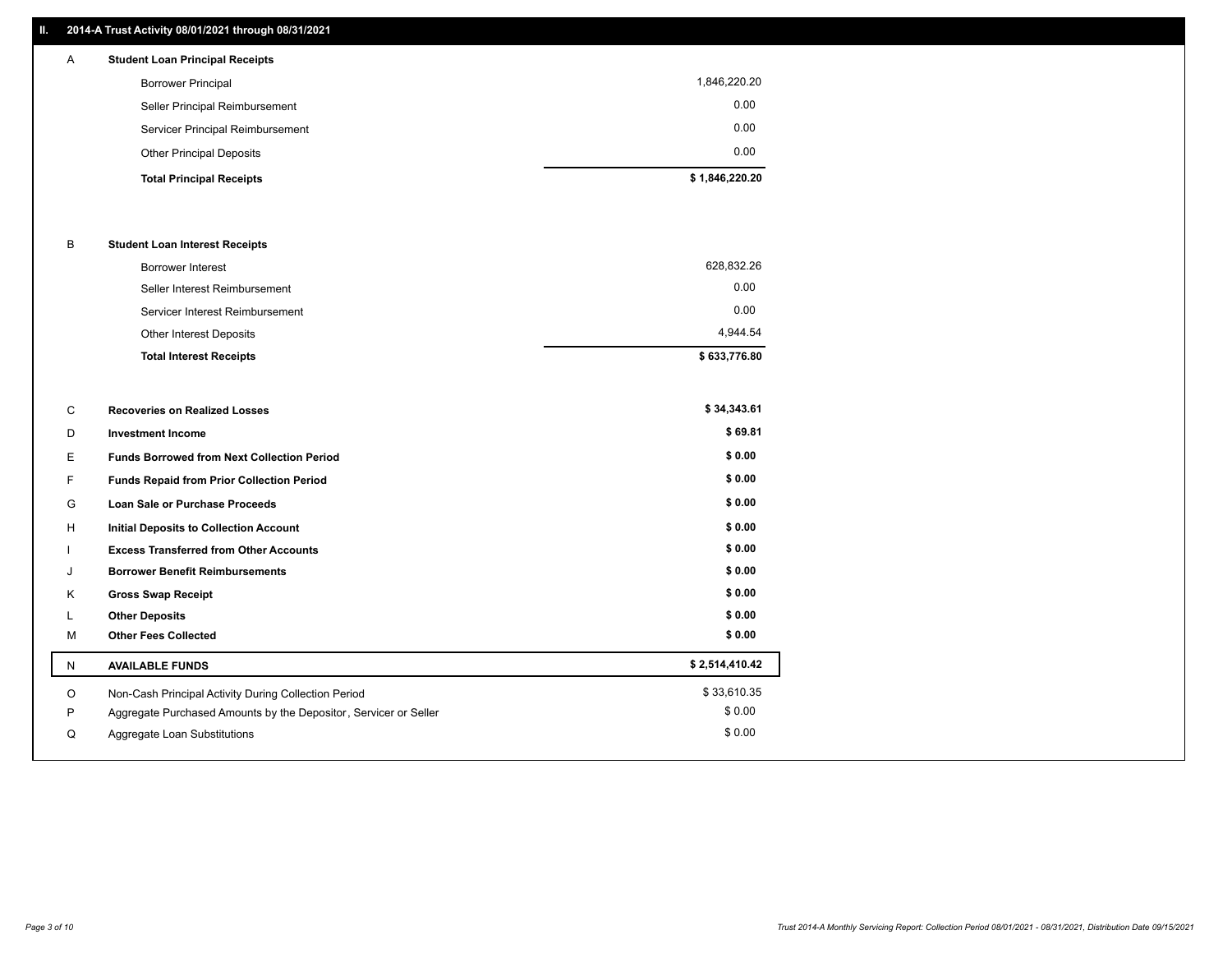## II. 2014-A Trust Activity 08/01/2021 through 08/31/2021

| | | |
|---|---|---|
| A | **Student Loan Principal Receipts** | |
| | Borrower Principal | 1,846,220.20 |
| | Seller Principal Reimbursement | 0.00 |
| | Servicer Principal Reimbursement | 0.00 |
| | Other Principal Deposits | 0.00 |
| | **Total Principal Receipts** | **$ 1,846,220.20** |
| B | **Student Loan Interest Receipts** | |
| | Borrower Interest | 628,832.26 |
| | Seller Interest Reimbursement | 0.00 |
| | Servicer Interest Reimbursement | 0.00 |
| | Other Interest Deposits | 4,944.54 |
| | **Total Interest Receipts** | **$ 633,776.80** |
| C | **Recoveries on Realized Losses** | **$ 34,343.61** |
| D | **Investment Income** | **$ 69.81** |
| E | **Funds Borrowed from Next Collection Period** | **$ 0.00** |
| F | **Funds Repaid from Prior Collection Period** | **$ 0.00** |
| G | **Loan Sale or Purchase Proceeds** | **$ 0.00** |
| H | **Initial Deposits to Collection Account** | **$ 0.00** |
| I | **Excess Transferred from Other Accounts** | **$ 0.00** |
| J | **Borrower Benefit Reimbursements** | **$ 0.00** |
| K | **Gross Swap Receipt** | **$ 0.00** |
| L | **Other Deposits** | **$ 0.00** |
| M | **Other Fees Collected** | **$ 0.00** |
| N | **AVAILABLE FUNDS** | **$ 2,514,410.42** |
| O | Non-Cash Principal Activity During Collection Period | $ 33,610.35 |
| P | Aggregate Purchased Amounts by the Depositor, Servicer or Seller | $ 0.00 |
| Q | Aggregate Loan Substitutions | $ 0.00 |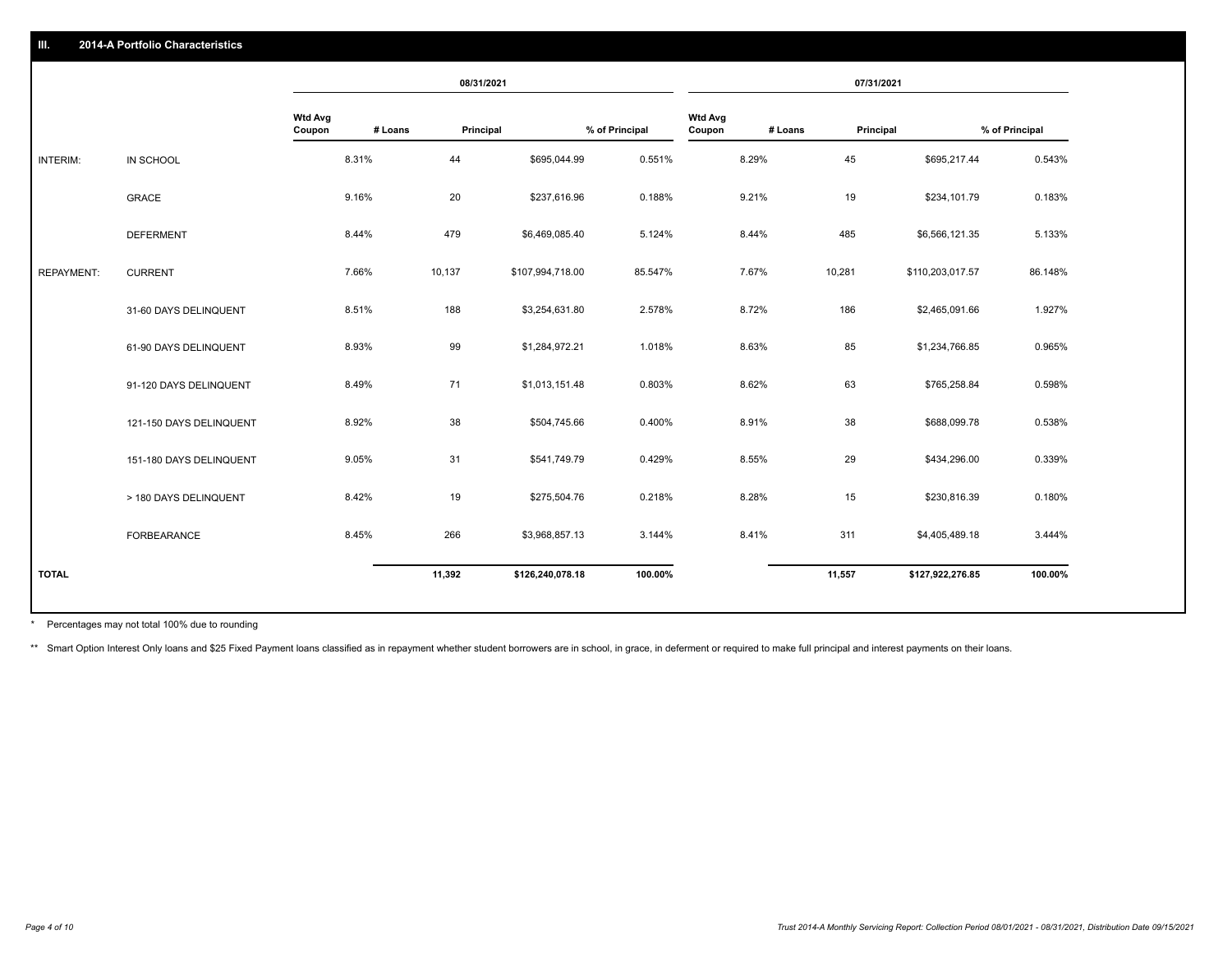## III. 2014-A Portfolio Characteristics

| | | 08/31/2021 | | | | 07/31/2021 | | | |
|---|---|---|---|---|---|---|---|---|---|
| | | Wtd Avg Coupon | # Loans | Principal | % of Principal | Wtd Avg Coupon | # Loans | Principal | % of Principal |
| INTERIM: | IN SCHOOL | 8.31% | 44 | $695,044.99 | 0.551% | 8.29% | 45 | $695,217.44 | 0.543% |
| | GRACE | 9.16% | 20 | $237,616.96 | 0.188% | 9.21% | 19 | $234,101.79 | 0.183% |
| | DEFERMENT | 8.44% | 479 | $6,469,085.40 | 5.124% | 8.44% | 485 | $6,566,121.35 | 5.133% |
| REPAYMENT: | CURRENT | 7.66% | 10,137 | $107,994,718.00 | 85.547% | 7.67% | 10,281 | $110,203,017.57 | 86.148% |
| | 31-60 DAYS DELINQUENT | 8.51% | 188 | $3,254,631.80 | 2.578% | 8.72% | 186 | $2,465,091.66 | 1.927% |
| | 61-90 DAYS DELINQUENT | 8.93% | 99 | $1,284,972.21 | 1.018% | 8.63% | 85 | $1,234,766.85 | 0.965% |
| | 91-120 DAYS DELINQUENT | 8.49% | 71 | $1,013,151.48 | 0.803% | 8.62% | 63 | $765,258.84 | 0.598% |
| | 121-150 DAYS DELINQUENT | 8.92% | 38 | $504,745.66 | 0.400% | 8.91% | 38 | $688,099.78 | 0.538% |
| | 151-180 DAYS DELINQUENT | 9.05% | 31 | $541,749.79 | 0.429% | 8.55% | 29 | $434,296.00 | 0.339% |
| | > 180 DAYS DELINQUENT | 8.42% | 19 | $275,504.76 | 0.218% | 8.28% | 15 | $230,816.39 | 0.180% |
| | FORBEARANCE | 8.45% | 266 | $3,968,857.13 | 3.144% | 8.41% | 311 | $4,405,489.18 | 3.444% |
| TOTAL | | | 11,392 | $126,240,078.18 | 100.00% | | 11,557 | $127,922,276.85 | 100.00% |

\* Percentages may not total 100% due to rounding

\*\* Smart Option Interest Only loans and $25 Fixed Payment loans classified as in repayment whether student borrowers are in school, in grace, in deferment or required to make full principal and interest payments on their loans.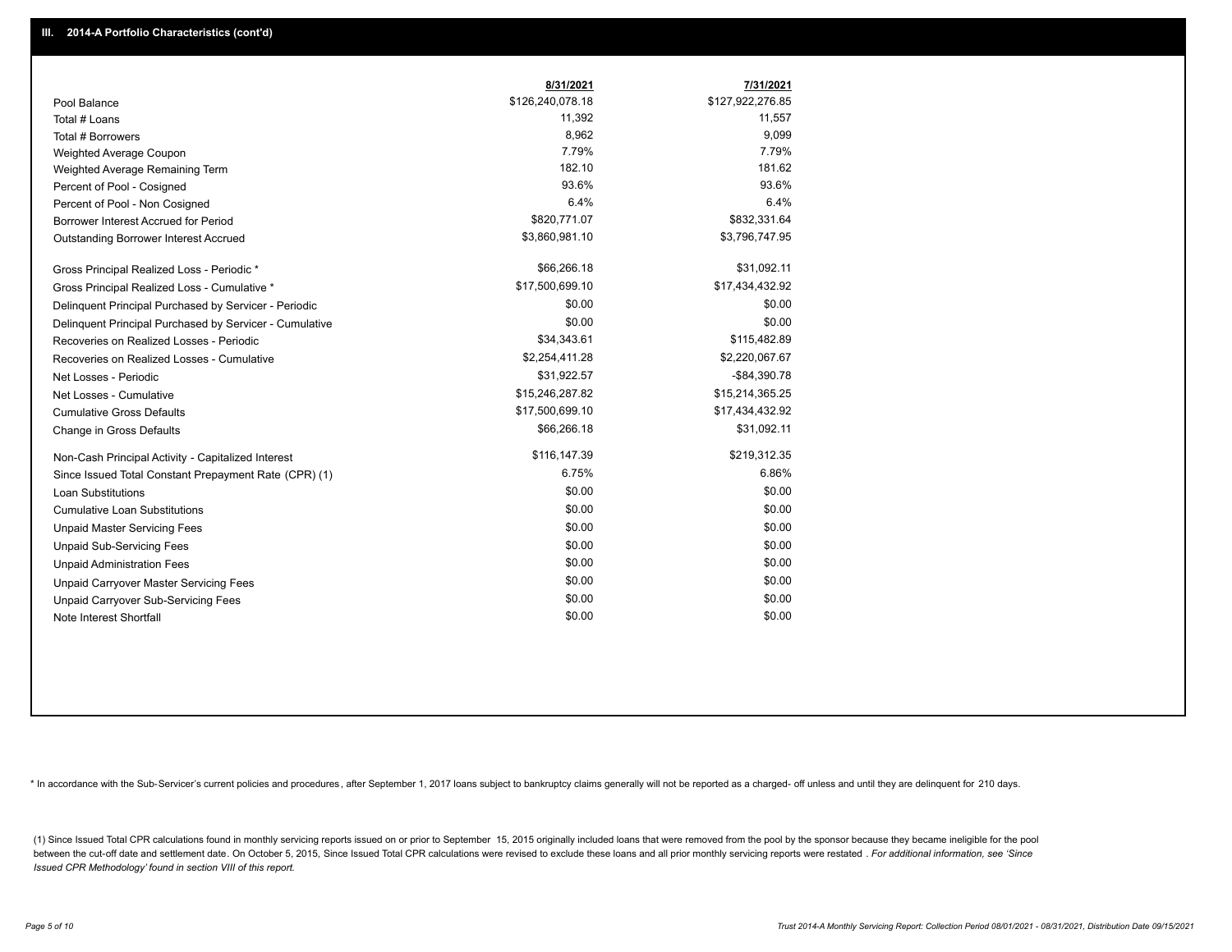## III. 2014-A Portfolio Characteristics (cont'd)

| | 8/31/2021 | 7/31/2021 |
|---|---|---|
| Pool Balance | $126,240,078.18 | $127,922,276.85 |
| Total # Loans | 11,392 | 11,557 |
| Total # Borrowers | 8,962 | 9,099 |
| Weighted Average Coupon | 7.79% | 7.79% |
| Weighted Average Remaining Term | 182.10 | 181.62 |
| Percent of Pool - Cosigned | 93.6% | 93.6% |
| Percent of Pool - Non Cosigned | 6.4% | 6.4% |
| Borrower Interest Accrued for Period | $820,771.07 | $832,331.64 |
| Outstanding Borrower Interest Accrued | $3,860,981.10 | $3,796,747.95 |
| Gross Principal Realized Loss - Periodic * | $66,266.18 | $31,092.11 |
| Gross Principal Realized Loss - Cumulative * | $17,500,699.10 | $17,434,432.92 |
| Delinquent Principal Purchased by Servicer - Periodic | $0.00 | $0.00 |
| Delinquent Principal Purchased by Servicer - Cumulative | $0.00 | $0.00 |
| Recoveries on Realized Losses - Periodic | $34,343.61 | $115,482.89 |
| Recoveries on Realized Losses - Cumulative | $2,254,411.28 | $2,220,067.67 |
| Net Losses - Periodic | $31,922.57 | -$84,390.78 |
| Net Losses - Cumulative | $15,246,287.82 | $15,214,365.25 |
| Cumulative Gross Defaults | $17,500,699.10 | $17,434,432.92 |
| Change in Gross Defaults | $66,266.18 | $31,092.11 |
| Non-Cash Principal Activity - Capitalized Interest | $116,147.39 | $219,312.35 |
| Since Issued Total Constant Prepayment Rate (CPR) (1) | 6.75% | 6.86% |
| Loan Substitutions | $0.00 | $0.00 |
| Cumulative Loan Substitutions | $0.00 | $0.00 |
| Unpaid Master Servicing Fees | $0.00 | $0.00 |
| Unpaid Sub-Servicing Fees | $0.00 | $0.00 |
| Unpaid Administration Fees | $0.00 | $0.00 |
| Unpaid Carryover Master Servicing Fees | $0.00 | $0.00 |
| Unpaid Carryover Sub-Servicing Fees | $0.00 | $0.00 |
| Note Interest Shortfall | $0.00 | $0.00 |

* In accordance with the Sub-Servicer's current policies and procedures, after September 1, 2017 loans subject to bankruptcy claims generally will not be reported as a charged- off unless and until they are delinquent for 210 days.

(1) Since Issued Total CPR calculations found in monthly servicing reports issued on or prior to September 15, 2015 originally included loans that were removed from the pool by the sponsor because they became ineligible for the pool between the cut-off date and settlement date. On October 5, 2015, Since Issued Total CPR calculations were revised to exclude these loans and all prior monthly servicing reports were restated . *For additional information, see 'Since Issued CPR Methodology' found in section VIII of this report.*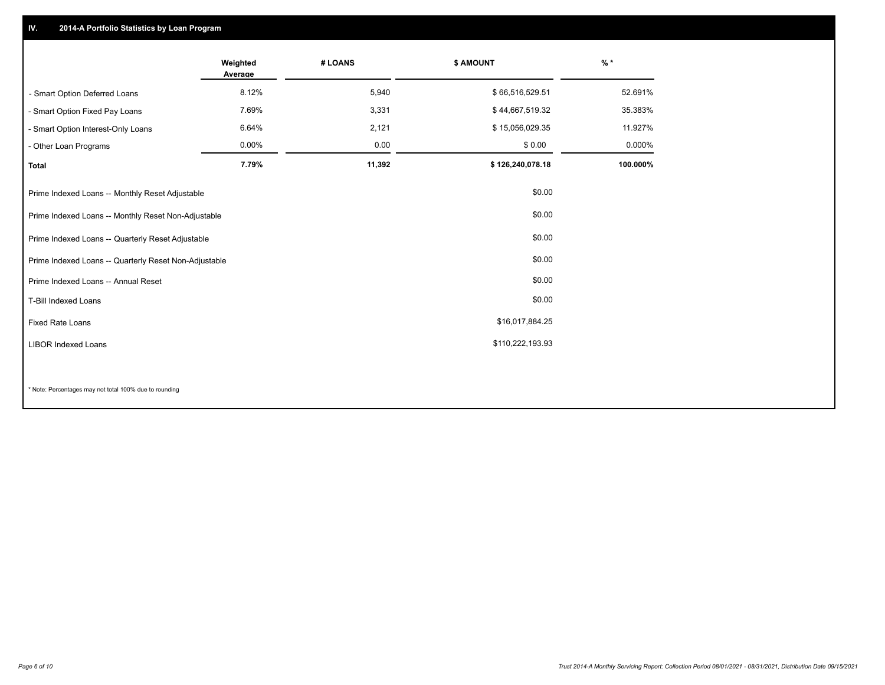## IV. 2014-A Portfolio Statistics by Loan Program

| | Weighted Average | # LOANS | $ AMOUNT | % * |
|---|---|---|---|---|
| - Smart Option Deferred Loans | 8.12% | 5,940 | $ 66,516,529.51 | 52.691% |
| - Smart Option Fixed Pay Loans | 7.69% | 3,331 | $ 44,667,519.32 | 35.383% |
| - Smart Option Interest-Only Loans | 6.64% | 2,121 | $ 15,056,029.35 | 11.927% |
| - Other Loan Programs | 0.00% | 0.00 | $ 0.00 | 0.000% |
| **Total** | **7.79%** | **11,392** | **$ 126,240,078.18** | **100.000%** |

| | |
|---|---|
| Prime Indexed Loans -- Monthly Reset Adjustable | $0.00 |
| Prime Indexed Loans -- Monthly Reset Non-Adjustable | $0.00 |
| Prime Indexed Loans -- Quarterly Reset Adjustable | $0.00 |
| Prime Indexed Loans -- Quarterly Reset Non-Adjustable | $0.00 |
| Prime Indexed Loans -- Annual Reset | $0.00 |
| T-Bill Indexed Loans | $0.00 |
| Fixed Rate Loans | $16,017,884.25 |
| LIBOR Indexed Loans | $110,222,193.93 |

* Note: Percentages may not total 100% due to rounding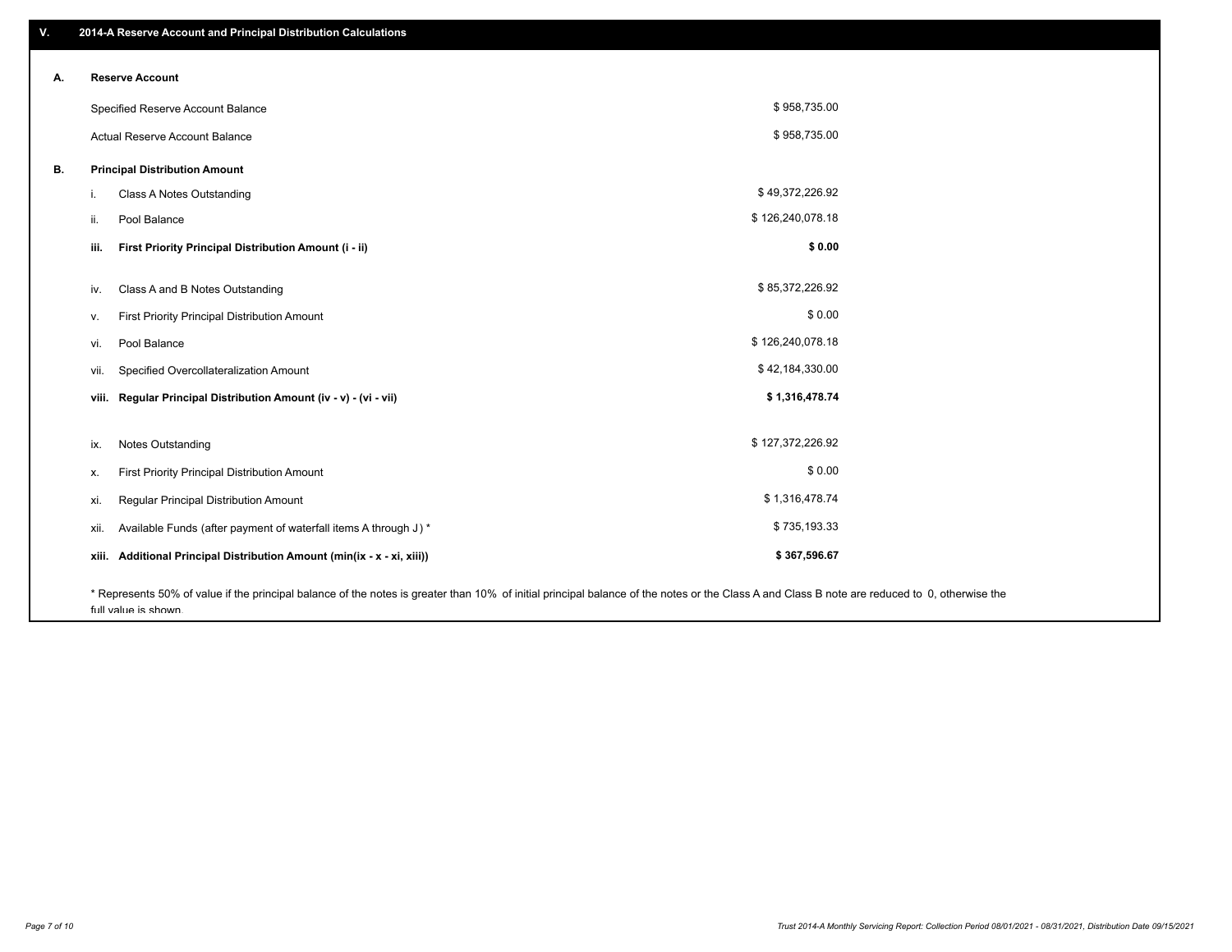## V. 2014-A Reserve Account and Principal Distribution Calculations

### A. Reserve Account

| | |
|---|---|
| Specified Reserve Account Balance | $ 958,735.00 |
| Actual Reserve Account Balance | $ 958,735.00 |

### B. Principal Distribution Amount

| | | |
|---|---|---|
| i. | Class A Notes Outstanding | $ 49,372,226.92 |
| ii. | Pool Balance | $ 126,240,078.18 |
| **iii.** | **First Priority Principal Distribution Amount (i - ii)** | **$ 0.00** |
| iv. | Class A and B Notes Outstanding | $ 85,372,226.92 |
| v. | First Priority Principal Distribution Amount | $ 0.00 |
| vi. | Pool Balance | $ 126,240,078.18 |
| vii. | Specified Overcollateralization Amount | $ 42,184,330.00 |
| **viii.** | **Regular Principal Distribution Amount (iv - v) - (vi - vii)** | **$ 1,316,478.74** |
| ix. | Notes Outstanding | $ 127,372,226.92 |
| x. | First Priority Principal Distribution Amount | $ 0.00 |
| xi. | Regular Principal Distribution Amount | $ 1,316,478.74 |
| xii. | Available Funds (after payment of waterfall items A through J ) * | $ 735,193.33 |
| **xiii.** | **Additional Principal Distribution Amount (min(ix - x - xi, xiii))** | **$ 367,596.67** |

* Represents 50% of value if the principal balance of the notes is greater than 10% of initial principal balance of the notes or the Class A and Class B note are reduced to 0, otherwise the full value is shown.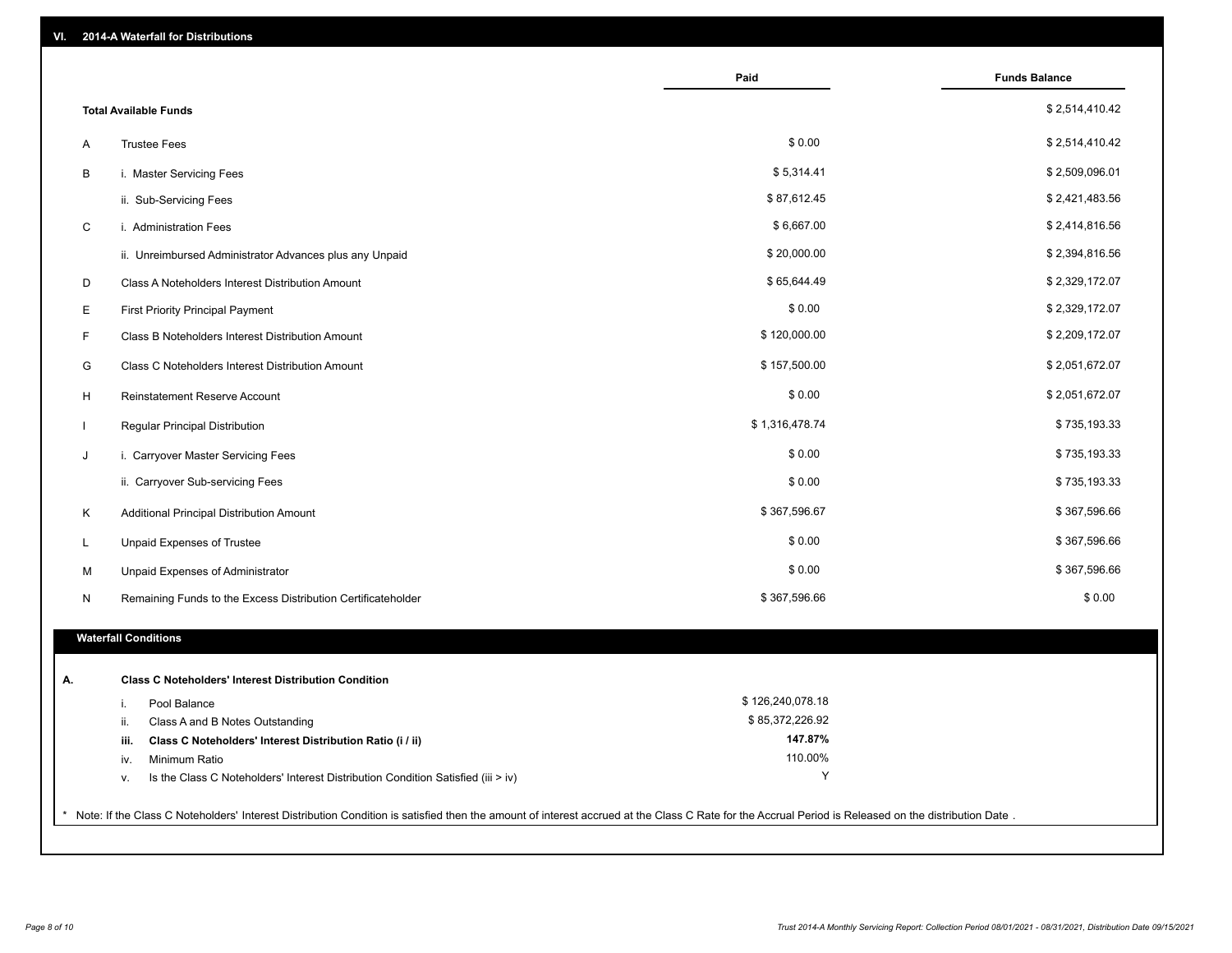## VI. 2014-A Waterfall for Distributions

| | | Paid | Funds Balance |
|---|---|---|---|
| | **Total Available Funds** | | $ 2,514,410.42 |
| A | Trustee Fees | $ 0.00 | $ 2,514,410.42 |
| B | i. Master Servicing Fees | $ 5,314.41 | $ 2,509,096.01 |
| | ii. Sub-Servicing Fees | $ 87,612.45 | $ 2,421,483.56 |
| C | i. Administration Fees | $ 6,667.00 | $ 2,414,816.56 |
| | ii. Unreimbursed Administrator Advances plus any Unpaid | $ 20,000.00 | $ 2,394,816.56 |
| D | Class A Noteholders Interest Distribution Amount | $ 65,644.49 | $ 2,329,172.07 |
| E | First Priority Principal Payment | $ 0.00 | $ 2,329,172.07 |
| F | Class B Noteholders Interest Distribution Amount | $ 120,000.00 | $ 2,209,172.07 |
| G | Class C Noteholders Interest Distribution Amount | $ 157,500.00 | $ 2,051,672.07 |
| H | Reinstatement Reserve Account | $ 0.00 | $ 2,051,672.07 |
| I | Regular Principal Distribution | $ 1,316,478.74 | $ 735,193.33 |
| J | i. Carryover Master Servicing Fees | $ 0.00 | $ 735,193.33 |
| | ii. Carryover Sub-servicing Fees | $ 0.00 | $ 735,193.33 |
| K | Additional Principal Distribution Amount | $ 367,596.67 | $ 367,596.66 |
| L | Unpaid Expenses of Trustee | $ 0.00 | $ 367,596.66 |
| M | Unpaid Expenses of Administrator | $ 0.00 | $ 367,596.66 |
| N | Remaining Funds to the Excess Distribution Certificateholder | $ 367,596.66 | $ 0.00 |

### Waterfall Conditions

**A. Class C Noteholders' Interest Distribution Condition**

| | | |
|---|---|---|
| i. | Pool Balance | $ 126,240,078.18 |
| ii. | Class A and B Notes Outstanding | $ 85,372,226.92 |
| **iii.** | **Class C Noteholders' Interest Distribution Ratio (i / ii)** | **147.87%** |
| iv. | Minimum Ratio | 110.00% |
| v. | Is the Class C Noteholders' Interest Distribution Condition Satisfied (iii > iv) | Y |

* Note: If the Class C Noteholders' Interest Distribution Condition is satisfied then the amount of interest accrued at the Class C Rate for the Accrual Period is Released on the distribution Date .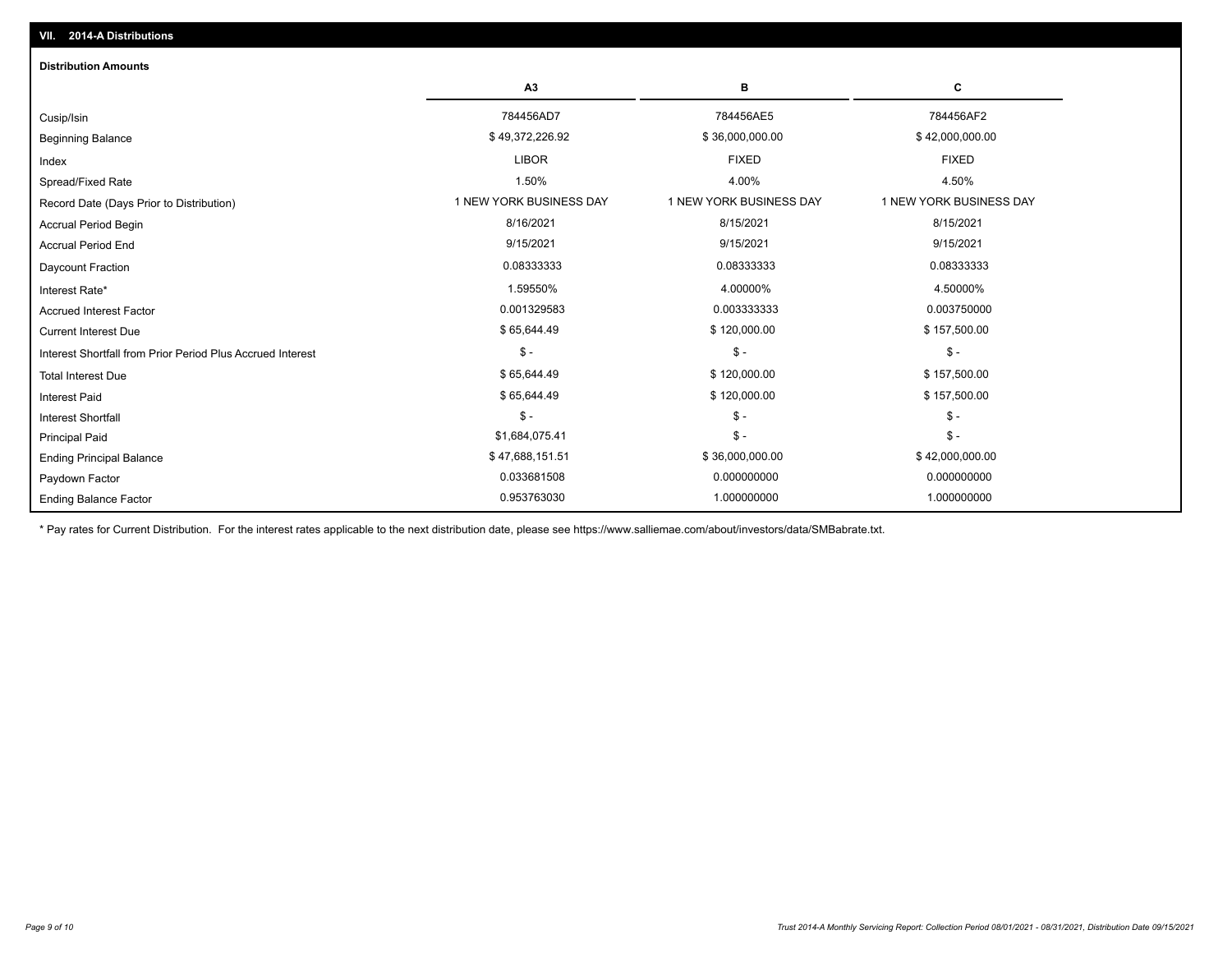## VII. 2014-A Distributions

### Distribution Amounts

| | A3 | B | C |
|---|---|---|---|
| Cusip/Isin | 784456AD7 | 784456AE5 | 784456AF2 |
| Beginning Balance | $ 49,372,226.92 | $ 36,000,000.00 | $ 42,000,000.00 |
| Index | LIBOR | FIXED | FIXED |
| Spread/Fixed Rate | 1.50% | 4.00% | 4.50% |
| Record Date (Days Prior to Distribution) | 1 NEW YORK BUSINESS DAY | 1 NEW YORK BUSINESS DAY | 1 NEW YORK BUSINESS DAY |
| Accrual Period Begin | 8/16/2021 | 8/15/2021 | 8/15/2021 |
| Accrual Period End | 9/15/2021 | 9/15/2021 | 9/15/2021 |
| Daycount Fraction | 0.08333333 | 0.08333333 | 0.08333333 |
| Interest Rate* | 1.59550% | 4.00000% | 4.50000% |
| Accrued Interest Factor | 0.001329583 | 0.003333333 | 0.003750000 |
| Current Interest Due | $ 65,644.49 | $ 120,000.00 | $ 157,500.00 |
| Interest Shortfall from Prior Period Plus Accrued Interest | $ - | $ - | $ - |
| Total Interest Due | $ 65,644.49 | $ 120,000.00 | $ 157,500.00 |
| Interest Paid | $ 65,644.49 | $ 120,000.00 | $ 157,500.00 |
| Interest Shortfall | $ - | $ - | $ - |
| Principal Paid | $1,684,075.41 | $ - | $ - |
| Ending Principal Balance | $ 47,688,151.51 | $ 36,000,000.00 | $ 42,000,000.00 |
| Paydown Factor | 0.033681508 | 0.000000000 | 0.000000000 |
| Ending Balance Factor | 0.953763030 | 1.000000000 | 1.000000000 |

* Pay rates for Current Distribution. For the interest rates applicable to the next distribution date, please see https://www.salliemae.com/about/investors/data/SMBabrate.txt.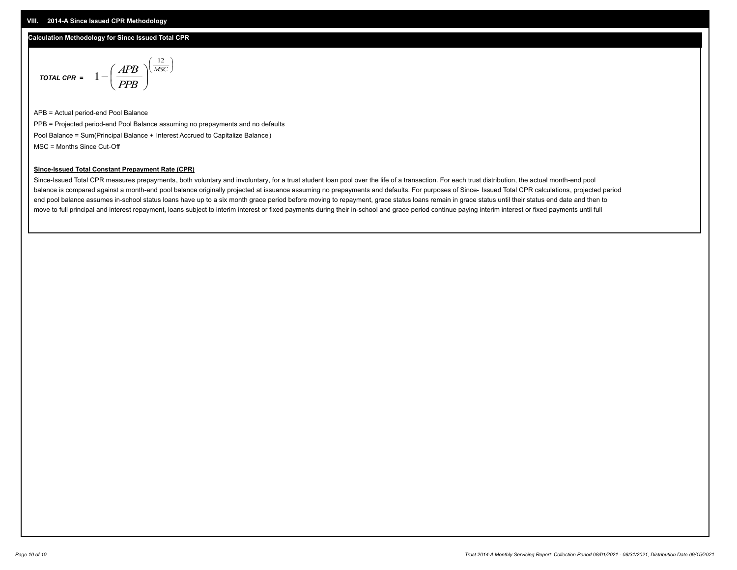## VIII. 2014-A Since Issued CPR Methodology

### Calculation Methodology for Since Issued Total CPR

$$\textit{TOTAL CPR} = 1 - \left(\frac{APB}{PPB}\right)^{\left(\frac{12}{MSC}\right)}$$

APB = Actual period-end Pool Balance

PPB = Projected period-end Pool Balance assuming no prepayments and no defaults

Pool Balance = Sum(Principal Balance + Interest Accrued to Capitalize Balance)

MSC = Months Since Cut-Off

**Since-Issued Total Constant Prepayment Rate (CPR)**

Since-Issued Total CPR measures prepayments, both voluntary and involuntary, for a trust student loan pool over the life of a transaction. For each trust distribution, the actual month-end pool balance is compared against a month-end pool balance originally projected at issuance assuming no prepayments and defaults. For purposes of Since- Issued Total CPR calculations, projected period end pool balance assumes in-school status loans have up to a six month grace period before moving to repayment, grace status loans remain in grace status until their status end date and then to move to full principal and interest repayment, loans subject to interim interest or fixed payments during their in-school and grace period continue paying interim interest or fixed payments until full